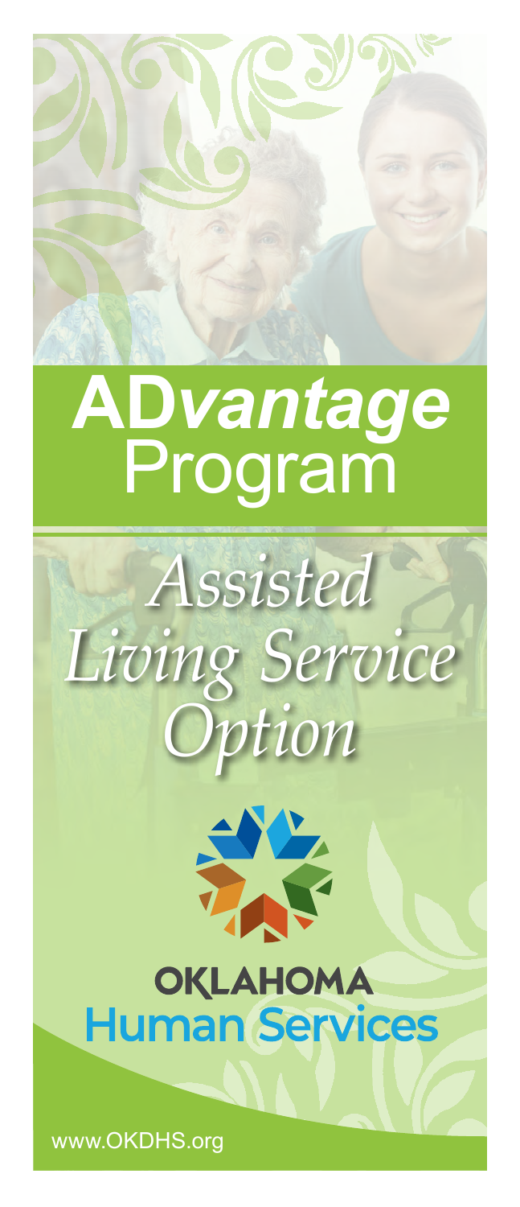# AD*vantage* Program

## *Assisted Living Service Option*

OKLAHOMA
Human Services

www.OKDHS.org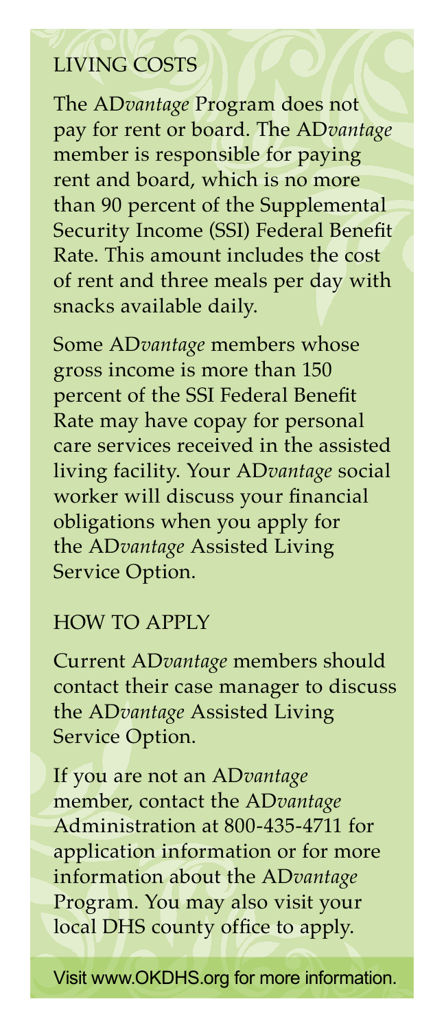## LIVING COSTS

The AD*vantage* Program does not pay for rent or board. The AD*vantage* member is responsible for paying rent and board, which is no more than 90 percent of the Supplemental Security Income (SSI) Federal Benefit Rate. This amount includes the cost of rent and three meals per day with snacks available daily.

Some AD*vantage* members whose gross income is more than 150 percent of the SSI Federal Benefit Rate may have copay for personal care services received in the assisted living facility. Your AD*vantage* social worker will discuss your financial obligations when you apply for the AD*vantage* Assisted Living Service Option.

## HOW TO APPLY

Current AD*vantage* members should contact their case manager to discuss the AD*vantage* Assisted Living Service Option.

If you are not an AD*vantage* member, contact the AD*vantage* Administration at 800-435-4711 for application information or for more information about the AD*vantage* Program. You may also visit your local DHS county office to apply.

Visit www.OKDHS.org for more information.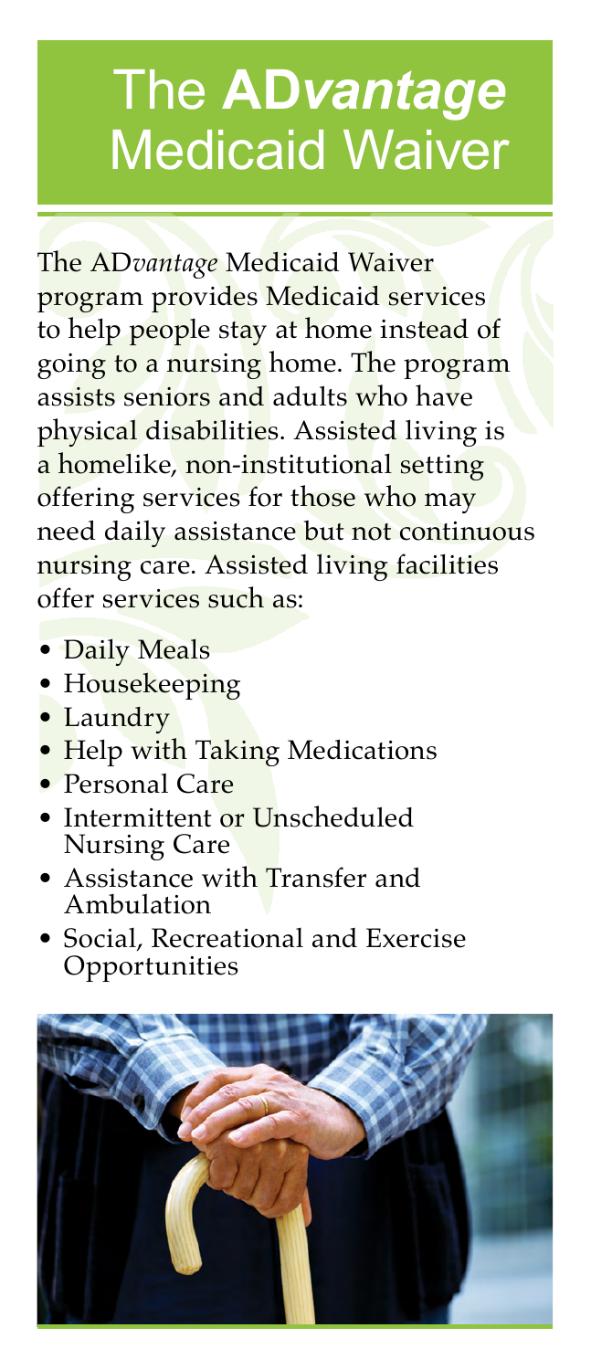# The **AD*vantage*** Medicaid Waiver

The AD*vantage* Medicaid Waiver program provides Medicaid services to help people stay at home instead of going to a nursing home. The program assists seniors and adults who have physical disabilities. Assisted living is a homelike, non-institutional setting offering services for those who may need daily assistance but not continuous nursing care. Assisted living facilities offer services such as:

- Daily Meals
- Housekeeping
- Laundry
- Help with Taking Medications
- Personal Care
- Intermittent or Unscheduled Nursing Care
- Assistance with Transfer and Ambulation
- Social, Recreational and Exercise Opportunities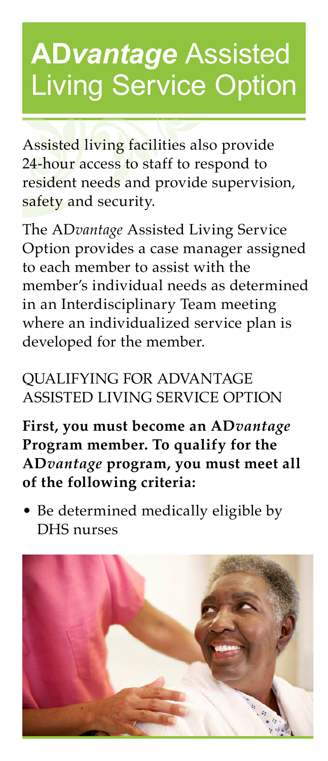# **AD*vantage*** Assisted Living Service Option

Assisted living facilities also provide 24-hour access to staff to respond to resident needs and provide supervision, safety and security.

The AD*vantage* Assisted Living Service Option provides a case manager assigned to each member to assist with the member's individual needs as determined in an Interdisciplinary Team meeting where an individualized service plan is developed for the member.

## QUALIFYING FOR ADVANTAGE ASSISTED LIVING SERVICE OPTION

**First, you must become an AD*vantage* Program member. To qualify for the AD*vantage* program, you must meet all of the following criteria:**

- Be determined medically eligible by DHS nurses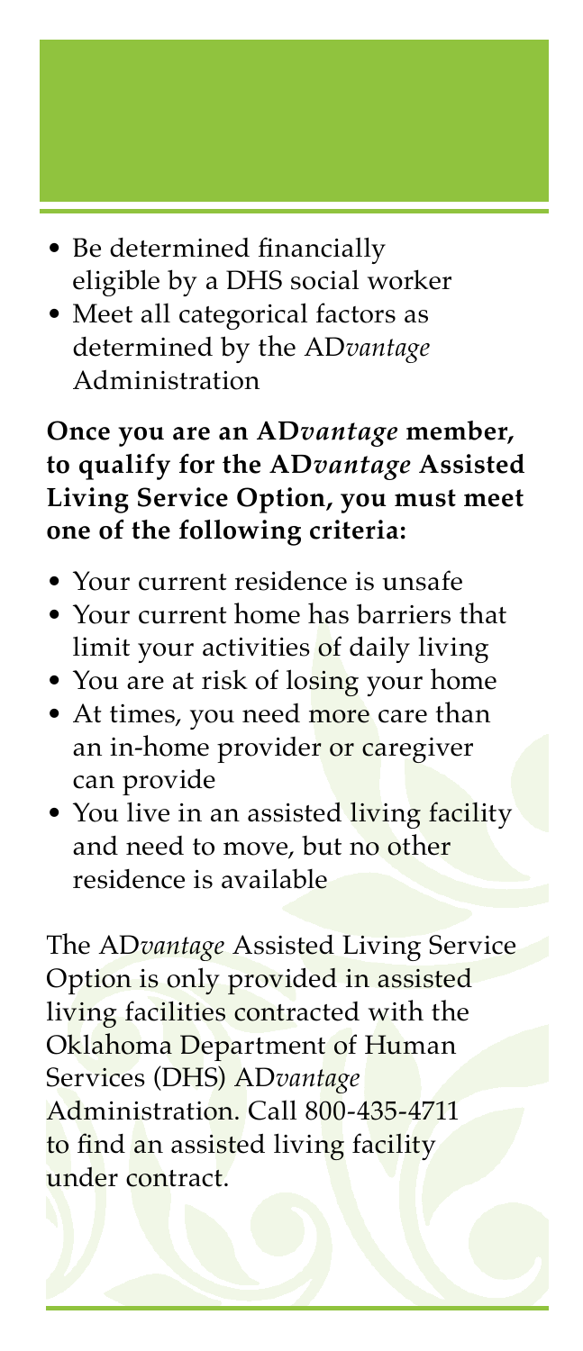- Be determined financially eligible by a DHS social worker
- Meet all categorical factors as determined by the AD*vantage* Administration

**Once you are an AD*vantage* member, to qualify for the AD*vantage* Assisted Living Service Option, you must meet one of the following criteria:**

- Your current residence is unsafe
- Your current home has barriers that limit your activities of daily living
- You are at risk of losing your home
- At times, you need more care than an in-home provider or caregiver can provide
- You live in an assisted living facility and need to move, but no other residence is available

The AD*vantage* Assisted Living Service Option is only provided in assisted living facilities contracted with the Oklahoma Department of Human Services (DHS) AD*vantage* Administration. Call 800-435-4711 to find an assisted living facility under contract.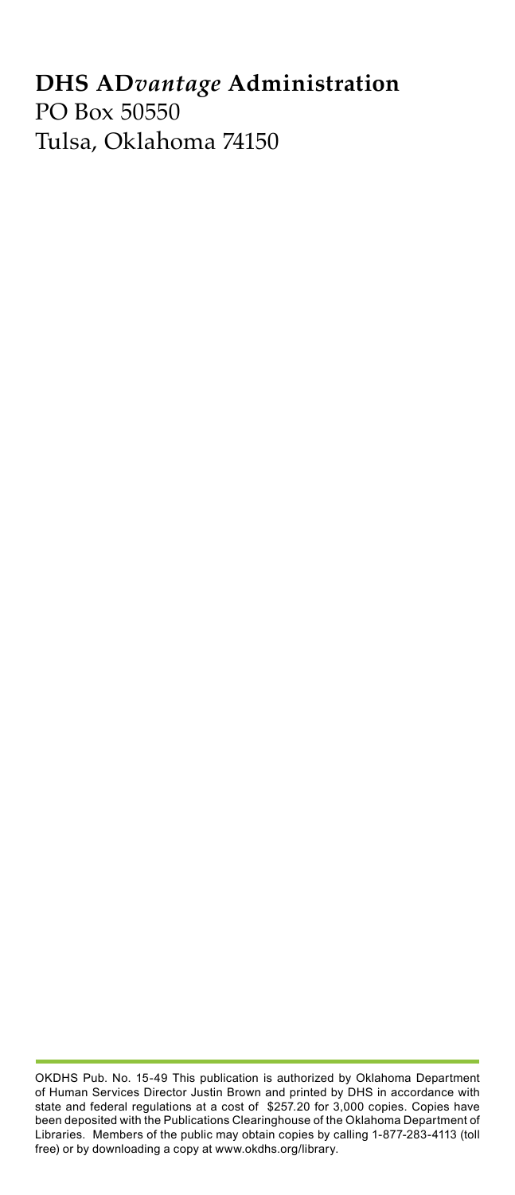**DHS AD*vantage* Administration**
PO Box 50550
Tulsa, Oklahoma 74150

OKDHS Pub. No. 15-49 This publication is authorized by Oklahoma Department of Human Services Director Justin Brown and printed by DHS in accordance with state and federal regulations at a cost of $257.20 for 3,000 copies. Copies have been deposited with the Publications Clearinghouse of the Oklahoma Department of Libraries. Members of the public may obtain copies by calling 1-877-283-4113 (toll free) or by downloading a copy at www.okdhs.org/library.